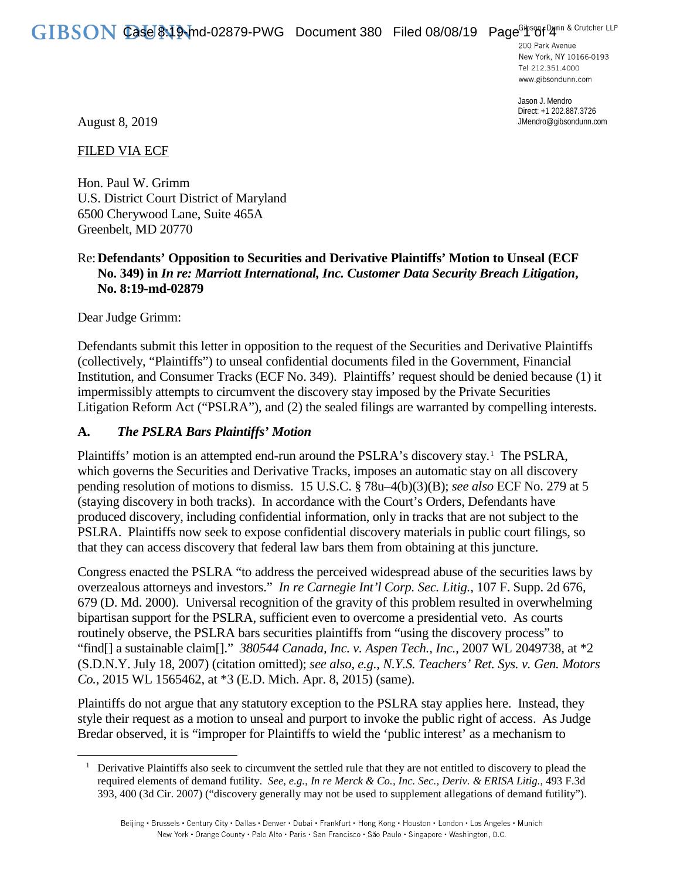GIBSON DUNN

Gibson, Dunn & Crutcher LLP
200 Park Avenue
New York, NY 10166-0193
Tel 212.351.4000
www.gibsondunn.com

Jason J. Mendro
Direct: +1 202.887.3726
JMendro@gibsondunn.com

August 8, 2019

FILED VIA ECF

Hon. Paul W. Grimm
U.S. District Court District of Maryland
6500 Cherywood Lane, Suite 465A
Greenbelt, MD 20770

Re: **Defendants' Opposition to Securities and Derivative Plaintiffs' Motion to Unseal (ECF No. 349) in *In re: Marriott International, Inc. Customer Data Security Breach Litigation*, No. 8:19-md-02879**

Dear Judge Grimm:

Defendants submit this letter in opposition to the request of the Securities and Derivative Plaintiffs (collectively, "Plaintiffs") to unseal confidential documents filed in the Government, Financial Institution, and Consumer Tracks (ECF No. 349). Plaintiffs' request should be denied because (1) it impermissibly attempts to circumvent the discovery stay imposed by the Private Securities Litigation Reform Act ("PSLRA"), and (2) the sealed filings are warranted by compelling interests.

## A. *The PSLRA Bars Plaintiffs' Motion*

Plaintiffs' motion is an attempted end-run around the PSLRA's discovery stay.[1] The PSLRA, which governs the Securities and Derivative Tracks, imposes an automatic stay on all discovery pending resolution of motions to dismiss. 15 U.S.C. § 78u–4(b)(3)(B); *see also* ECF No. 279 at 5 (staying discovery in both tracks). In accordance with the Court's Orders, Defendants have produced discovery, including confidential information, only in tracks that are not subject to the PSLRA. Plaintiffs now seek to expose confidential discovery materials in public court filings, so that they can access discovery that federal law bars them from obtaining at this juncture.

Congress enacted the PSLRA "to address the perceived widespread abuse of the securities laws by overzealous attorneys and investors." *In re Carnegie Int'l Corp. Sec. Litig.*, 107 F. Supp. 2d 676, 679 (D. Md. 2000). Universal recognition of the gravity of this problem resulted in overwhelming bipartisan support for the PSLRA, sufficient even to overcome a presidential veto. As courts routinely observe, the PSLRA bars securities plaintiffs from "using the discovery process" to "find[] a sustainable claim[]." *380544 Canada, Inc. v. Aspen Tech., Inc.*, 2007 WL 2049738, at *2 (S.D.N.Y. July 18, 2007) (citation omitted); *see also, e.g., N.Y.S. Teachers' Ret. Sys. v. Gen. Motors Co.*, 2015 WL 1565462, at *3 (E.D. Mich. Apr. 8, 2015) (same).

Plaintiffs do not argue that any statutory exception to the PSLRA stay applies here. Instead, they style their request as a motion to unseal and purport to invoke the public right of access. As Judge Bredar observed, it is "improper for Plaintiffs to wield the 'public interest' as a mechanism to

[1] Derivative Plaintiffs also seek to circumvent the settled rule that they are not entitled to discovery to plead the required elements of demand futility. *See, e.g., In re Merck & Co., Inc. Sec., Deriv. & ERISA Litig.*, 493 F.3d 393, 400 (3d Cir. 2007) ("discovery generally may not be used to supplement allegations of demand futility").

Beijing • Brussels • Century City • Dallas • Denver • Dubai • Frankfurt • Hong Kong • Houston • London • Los Angeles • Munich
New York • Orange County • Palo Alto • Paris • San Francisco • São Paulo • Singapore • Washington, D.C.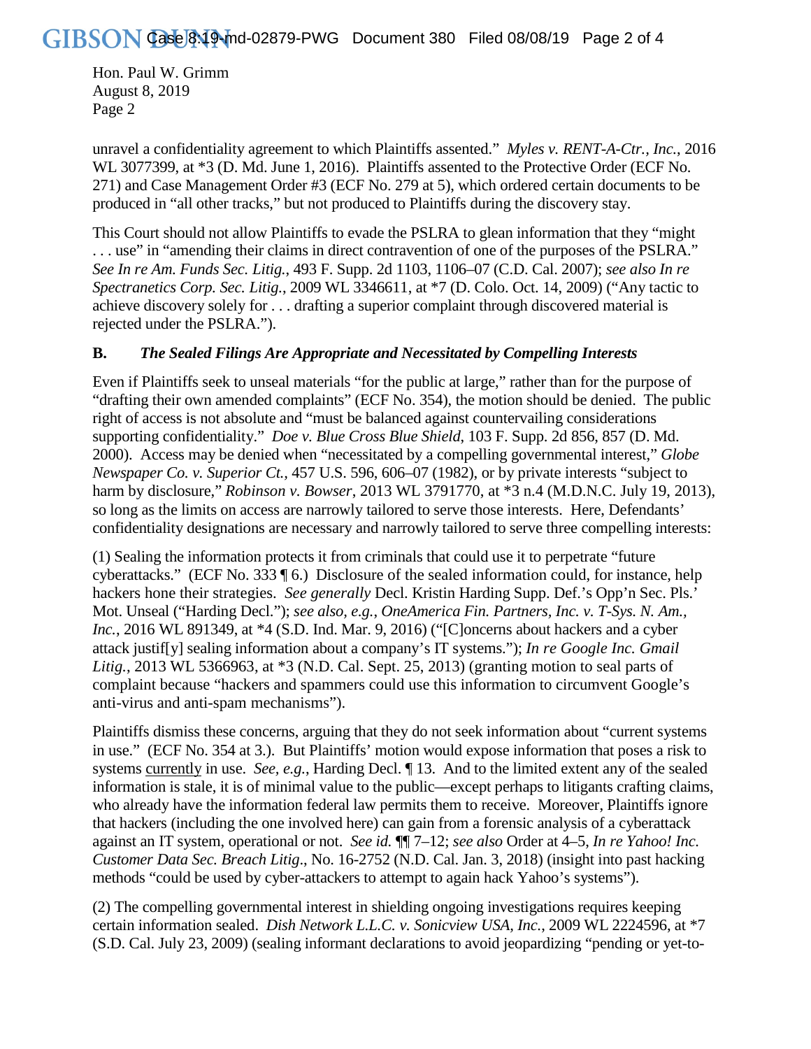Hon. Paul W. Grimm
August 8, 2019
Page 2

unravel a confidentiality agreement to which Plaintiffs assented." *Myles v. RENT-A-Ctr., Inc.*, 2016 WL 3077399, at *3 (D. Md. June 1, 2016). Plaintiffs assented to the Protective Order (ECF No. 271) and Case Management Order #3 (ECF No. 279 at 5), which ordered certain documents to be produced in "all other tracks," but not produced to Plaintiffs during the discovery stay.

This Court should not allow Plaintiffs to evade the PSLRA to glean information that they "might . . . use" in "amending their claims in direct contravention of one of the purposes of the PSLRA." *See In re Am. Funds Sec. Litig.*, 493 F. Supp. 2d 1103, 1106–07 (C.D. Cal. 2007); *see also In re Spectranetics Corp. Sec. Litig.*, 2009 WL 3346611, at *7 (D. Colo. Oct. 14, 2009) ("Any tactic to achieve discovery solely for . . . drafting a superior complaint through discovered material is rejected under the PSLRA.").

**B. *The Sealed Filings Are Appropriate and Necessitated by Compelling Interests***

Even if Plaintiffs seek to unseal materials "for the public at large," rather than for the purpose of "drafting their own amended complaints" (ECF No. 354), the motion should be denied. The public right of access is not absolute and "must be balanced against countervailing considerations supporting confidentiality." *Doe v. Blue Cross Blue Shield*, 103 F. Supp. 2d 856, 857 (D. Md. 2000). Access may be denied when "necessitated by a compelling governmental interest," *Globe Newspaper Co. v. Superior Ct.*, 457 U.S. 596, 606–07 (1982), or by private interests "subject to harm by disclosure," *Robinson v. Bowser*, 2013 WL 3791770, at *3 n.4 (M.D.N.C. July 19, 2013), so long as the limits on access are narrowly tailored to serve those interests. Here, Defendants' confidentiality designations are necessary and narrowly tailored to serve three compelling interests:

(1) Sealing the information protects it from criminals that could use it to perpetrate "future cyberattacks." (ECF No. 333 ¶ 6.) Disclosure of the sealed information could, for instance, help hackers hone their strategies. *See generally* Decl. Kristin Harding Supp. Def.'s Opp'n Sec. Pls.' Mot. Unseal ("Harding Decl."); *see also, e.g.*, *OneAmerica Fin. Partners, Inc. v. T-Sys. N. Am., Inc.*, 2016 WL 891349, at *4 (S.D. Ind. Mar. 9, 2016) ("[C]oncerns about hackers and a cyber attack justif[y] sealing information about a company's IT systems."); *In re Google Inc. Gmail Litig.*, 2013 WL 5366963, at *3 (N.D. Cal. Sept. 25, 2013) (granting motion to seal parts of complaint because "hackers and spammers could use this information to circumvent Google's anti-virus and anti-spam mechanisms").

Plaintiffs dismiss these concerns, arguing that they do not seek information about "current systems in use." (ECF No. 354 at 3.). But Plaintiffs' motion would expose information that poses a risk to systems <u>currently</u> in use. *See, e.g.*, Harding Decl. ¶ 13. And to the limited extent any of the sealed information is stale, it is of minimal value to the public—except perhaps to litigants crafting claims, who already have the information federal law permits them to receive. Moreover, Plaintiffs ignore that hackers (including the one involved here) can gain from a forensic analysis of a cyberattack against an IT system, operational or not. *See id.* ¶¶ 7–12; *see also* Order at 4–5, *In re Yahoo! Inc. Customer Data Sec. Breach Litig*., No. 16-2752 (N.D. Cal. Jan. 3, 2018) (insight into past hacking methods "could be used by cyber-attackers to attempt to again hack Yahoo's systems").

(2) The compelling governmental interest in shielding ongoing investigations requires keeping certain information sealed. *Dish Network L.L.C. v. Sonicview USA, Inc.*, 2009 WL 2224596, at *7 (S.D. Cal. July 23, 2009) (sealing informant declarations to avoid jeopardizing "pending or yet-to-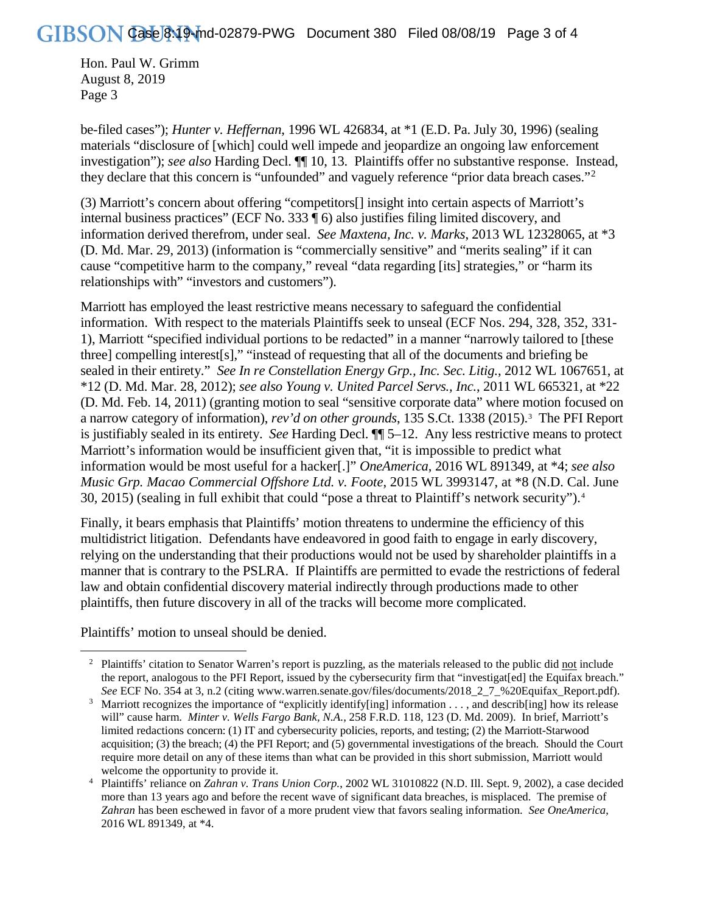Hon. Paul W. Grimm
August 8, 2019
Page 3

be-filed cases"); *Hunter v. Heffernan*, 1996 WL 426834, at *1 (E.D. Pa. July 30, 1996) (sealing materials "disclosure of [which] could well impede and jeopardize an ongoing law enforcement investigation"); *see also* Harding Decl. ¶¶ 10, 13. Plaintiffs offer no substantive response. Instead, they declare that this concern is "unfounded" and vaguely reference "prior data breach cases."[2]

(3) Marriott's concern about offering "competitors[] insight into certain aspects of Marriott's internal business practices" (ECF No. 333 ¶ 6) also justifies filing limited discovery, and information derived therefrom, under seal. *See Maxtena, Inc. v. Marks*, 2013 WL 12328065, at *3 (D. Md. Mar. 29, 2013) (information is "commercially sensitive" and "merits sealing" if it can cause "competitive harm to the company," reveal "data regarding [its] strategies," or "harm its relationships with" "investors and customers").

Marriott has employed the least restrictive means necessary to safeguard the confidential information. With respect to the materials Plaintiffs seek to unseal (ECF Nos. 294, 328, 352, 331-1), Marriott "specified individual portions to be redacted" in a manner "narrowly tailored to [these three] compelling interest[s]," "instead of requesting that all of the documents and briefing be sealed in their entirety." *See In re Constellation Energy Grp., Inc. Sec. Litig.*, 2012 WL 1067651, at *12 (D. Md. Mar. 28, 2012); *see also Young v. United Parcel Servs., Inc.*, 2011 WL 665321, at *22 (D. Md. Feb. 14, 2011) (granting motion to seal "sensitive corporate data" where motion focused on a narrow category of information), *rev'd on other grounds*, 135 S.Ct. 1338 (2015).[3] The PFI Report is justifiably sealed in its entirety. *See* Harding Decl. ¶¶ 5–12. Any less restrictive means to protect Marriott's information would be insufficient given that, "it is impossible to predict what information would be most useful for a hacker[.]" *OneAmerica*, 2016 WL 891349, at *4; *see also Music Grp. Macao Commercial Offshore Ltd. v. Foote*, 2015 WL 3993147, at *8 (N.D. Cal. June 30, 2015) (sealing in full exhibit that could "pose a threat to Plaintiff's network security").[4]

Finally, it bears emphasis that Plaintiffs' motion threatens to undermine the efficiency of this multidistrict litigation. Defendants have endeavored in good faith to engage in early discovery, relying on the understanding that their productions would not be used by shareholder plaintiffs in a manner that is contrary to the PSLRA. If Plaintiffs are permitted to evade the restrictions of federal law and obtain confidential discovery material indirectly through productions made to other plaintiffs, then future discovery in all of the tracks will become more complicated.

Plaintiffs' motion to unseal should be denied.

---

[2] Plaintiffs' citation to Senator Warren's report is puzzling, as the materials released to the public did not include the report, analogous to the PFI Report, issued by the cybersecurity firm that "investigat[ed] the Equifax breach." *See* ECF No. 354 at 3, n.2 (citing www.warren.senate.gov/files/documents/2018_2_7_%20Equifax_Report.pdf).

[3] Marriott recognizes the importance of "explicitly identify[ing] information . . . , and describ[ing] how its release will" cause harm. *Minter v. Wells Fargo Bank, N.A.*, 258 F.R.D. 118, 123 (D. Md. 2009). In brief, Marriott's limited redactions concern: (1) IT and cybersecurity policies, reports, and testing; (2) the Marriott-Starwood acquisition; (3) the breach; (4) the PFI Report; and (5) governmental investigations of the breach. Should the Court require more detail on any of these items than what can be provided in this short submission, Marriott would welcome the opportunity to provide it.

[4] Plaintiffs' reliance on *Zahran v. Trans Union Corp.*, 2002 WL 31010822 (N.D. Ill. Sept. 9, 2002), a case decided more than 13 years ago and before the recent wave of significant data breaches, is misplaced. The premise of *Zahran* has been eschewed in favor of a more prudent view that favors sealing information. *See OneAmerica*, 2016 WL 891349, at *4.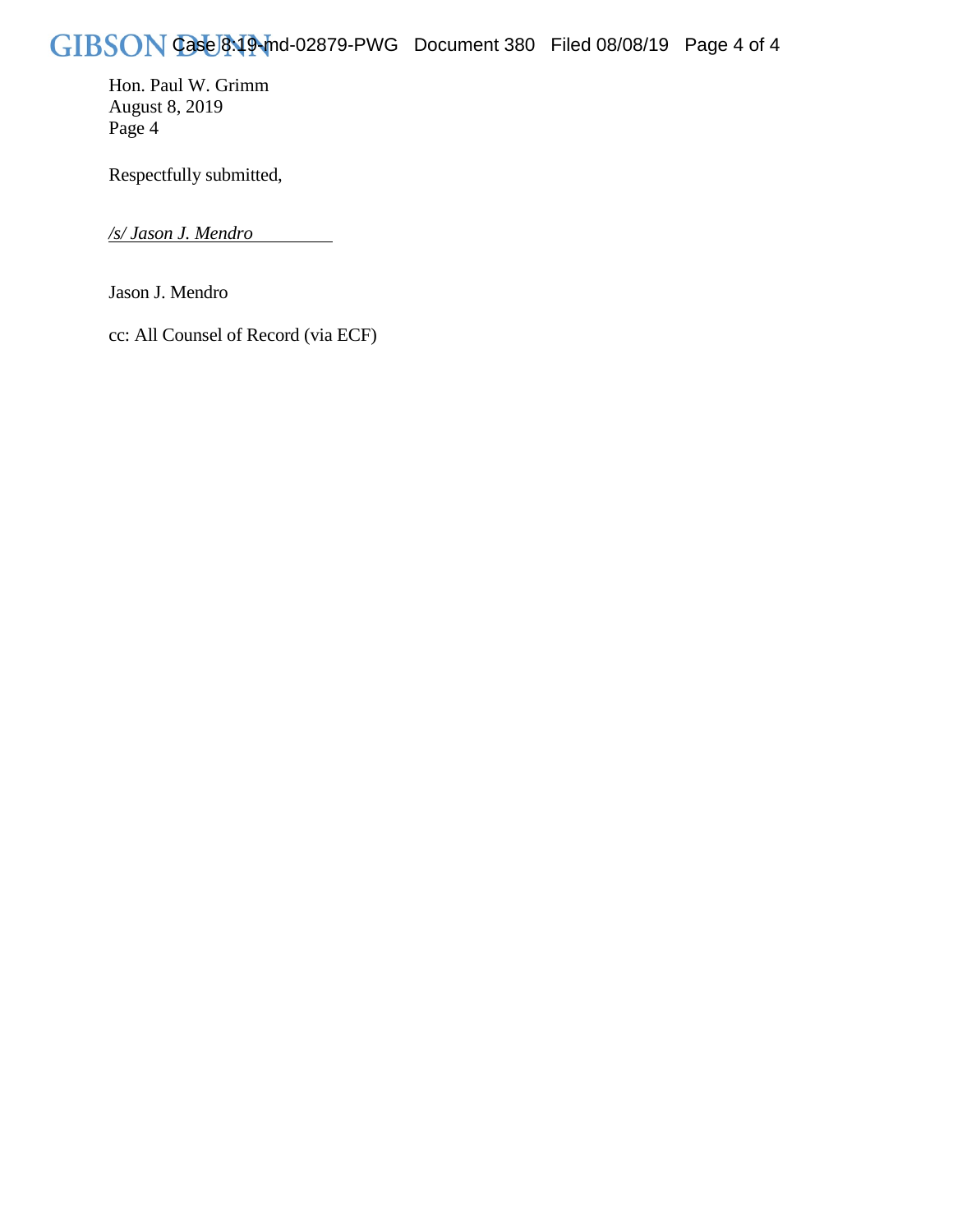Hon. Paul W. Grimm
August 8, 2019
Page 4

Respectfully submitted,

*/s/ Jason J. Mendro*

Jason J. Mendro

cc: All Counsel of Record (via ECF)